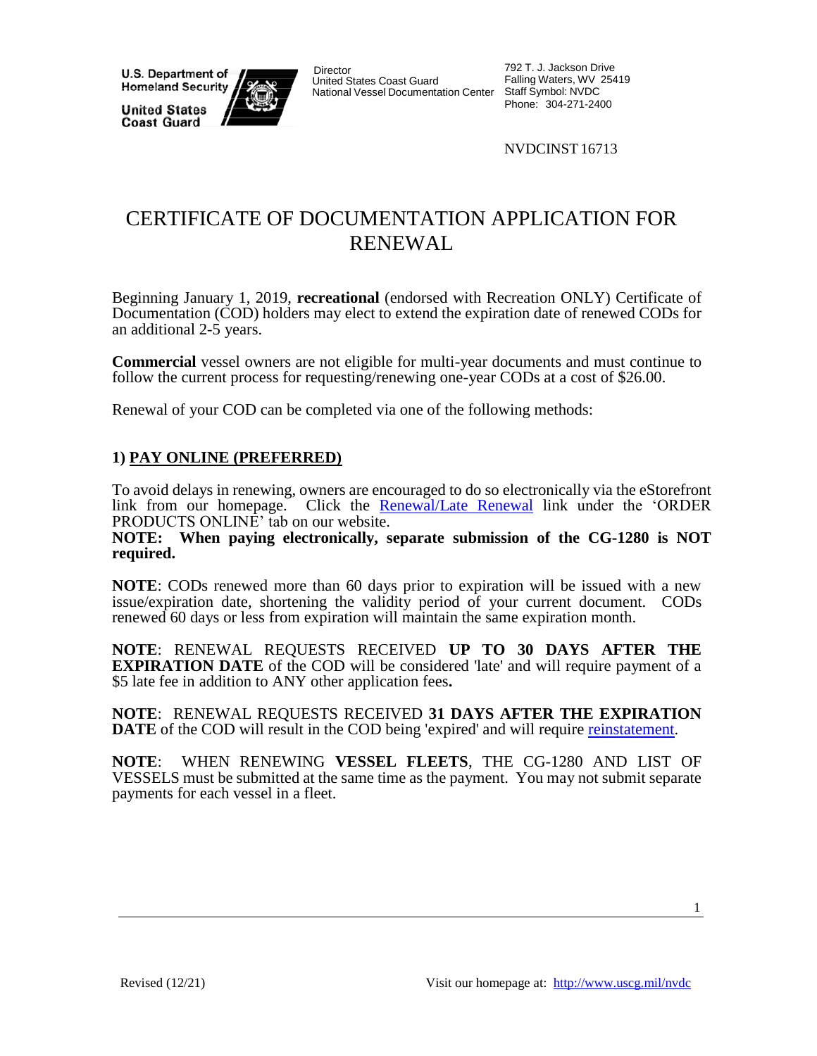U.S. Department of Homeland Security

United States Coast Guard

Director
United States Coast Guard
National Vessel Documentation Center

792 T. J. Jackson Drive
Falling Waters, WV 25419
Staff Symbol: NVDC
Phone: 304-271-2400

NVDCINST 16713

# CERTIFICATE OF DOCUMENTATION APPLICATION FOR RENEWAL

Beginning January 1, 2019, **recreational** (endorsed with Recreation ONLY) Certificate of Documentation (COD) holders may elect to extend the expiration date of renewed CODs for an additional 2-5 years.

**Commercial** vessel owners are not eligible for multi-year documents and must continue to follow the current process for requesting/renewing one-year CODs at a cost of $26.00.

Renewal of your COD can be completed via one of the following methods:

## 1) PAY ONLINE (PREFERRED)

To avoid delays in renewing, owners are encouraged to do so electronically via the eStorefront link from our homepage. Click the Renewal/Late Renewal link under the 'ORDER PRODUCTS ONLINE' tab on our website.
**NOTE: When paying electronically, separate submission of the CG-1280 is NOT required.**

**NOTE**: CODs renewed more than 60 days prior to expiration will be issued with a new issue/expiration date, shortening the validity period of your current document. CODs renewed 60 days or less from expiration will maintain the same expiration month.

**NOTE**: RENEWAL REQUESTS RECEIVED **UP TO 30 DAYS AFTER THE EXPIRATION DATE** of the COD will be considered 'late' and will require payment of a $5 late fee in addition to ANY other application fees**.**

**NOTE**: RENEWAL REQUESTS RECEIVED **31 DAYS AFTER THE EXPIRATION DATE** of the COD will result in the COD being 'expired' and will require reinstatement.

**NOTE**: WHEN RENEWING **VESSEL FLEETS**, THE CG-1280 AND LIST OF VESSELS must be submitted at the same time as the payment. You may not submit separate payments for each vessel in a fleet.

Revised (12/21)

Visit our homepage at: http://www.uscg.mil/nvdc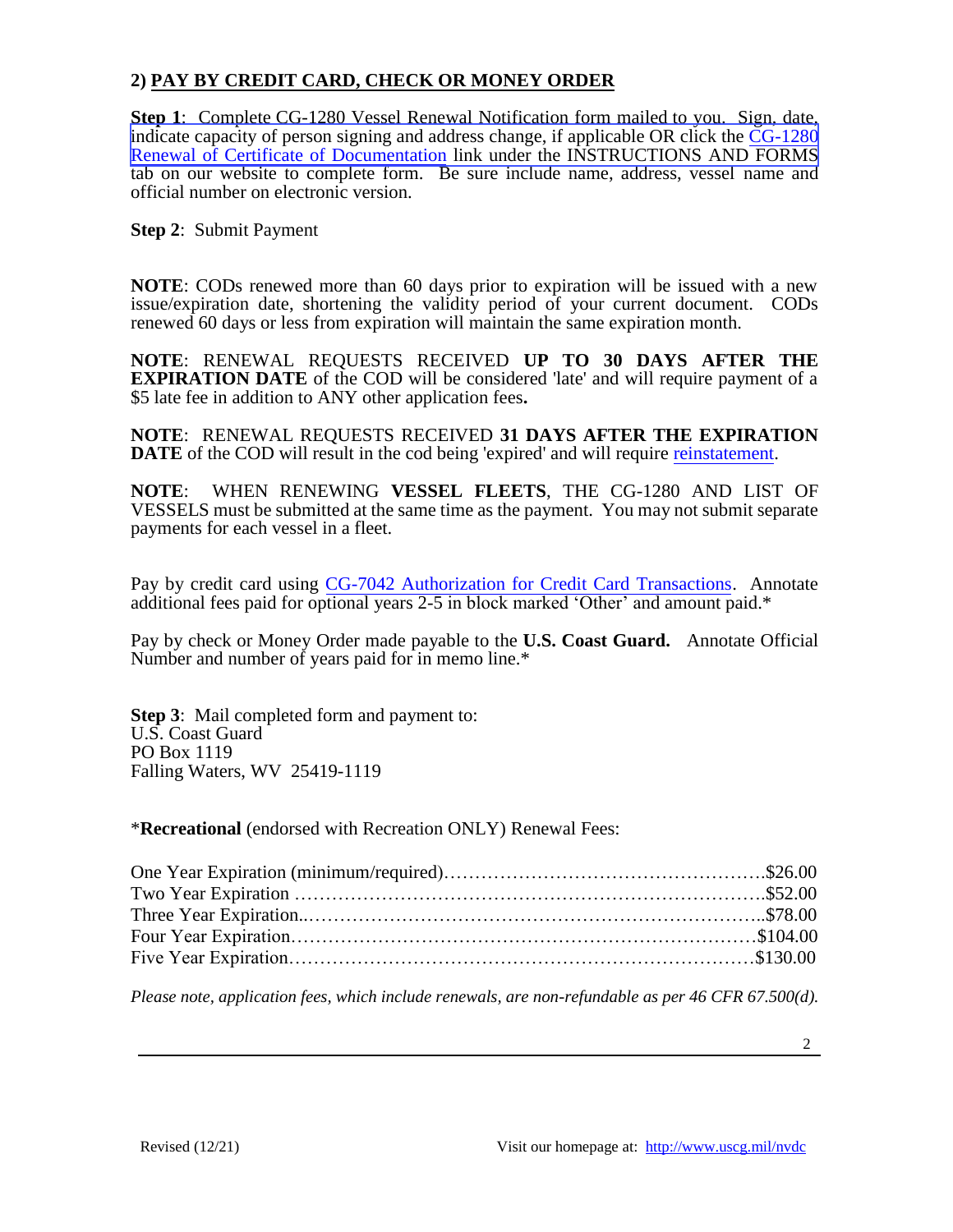## 2) PAY BY CREDIT CARD, CHECK OR MONEY ORDER

**Step 1**: Complete CG-1280 Vessel Renewal Notification form mailed to you. Sign, date, indicate capacity of person signing and address change, if applicable OR click the CG-1280 Renewal of Certificate of Documentation link under the INSTRUCTIONS AND FORMS tab on our website to complete form. Be sure include name, address, vessel name and official number on electronic version.

**Step 2**: Submit Payment

**NOTE**: CODs renewed more than 60 days prior to expiration will be issued with a new issue/expiration date, shortening the validity period of your current document. CODs renewed 60 days or less from expiration will maintain the same expiration month.

**NOTE**: RENEWAL REQUESTS RECEIVED **UP TO 30 DAYS AFTER THE EXPIRATION DATE** of the COD will be considered 'late' and will require payment of a $5 late fee in addition to ANY other application fees**.**

**NOTE**: RENEWAL REQUESTS RECEIVED **31 DAYS AFTER THE EXPIRATION DATE** of the COD will result in the cod being 'expired' and will require reinstatement.

**NOTE**: WHEN RENEWING **VESSEL FLEETS**, THE CG-1280 AND LIST OF VESSELS must be submitted at the same time as the payment. You may not submit separate payments for each vessel in a fleet.

Pay by credit card using CG-7042 Authorization for Credit Card Transactions. Annotate additional fees paid for optional years 2-5 in block marked 'Other' and amount paid.*

Pay by check or Money Order made payable to the **U.S. Coast Guard.** Annotate Official Number and number of years paid for in memo line.*

**Step 3**: Mail completed form and payment to:
U.S. Coast Guard
PO Box 1119
Falling Waters, WV 25419-1119

*__Recreational__ (endorsed with Recreation ONLY) Renewal Fees:

| | |
|---|---|
| One Year Expiration (minimum/required) | $26.00 |
| Two Year Expiration | $52.00 |
| Three Year Expiration. | $78.00 |
| Four Year Expiration | $104.00 |
| Five Year Expiration | $130.00 |

*Please note, application fees, which include renewals, are non-refundable as per 46 CFR 67.500(d).*

Revised (12/21) Visit our homepage at: http://www.uscg.mil/nvdc